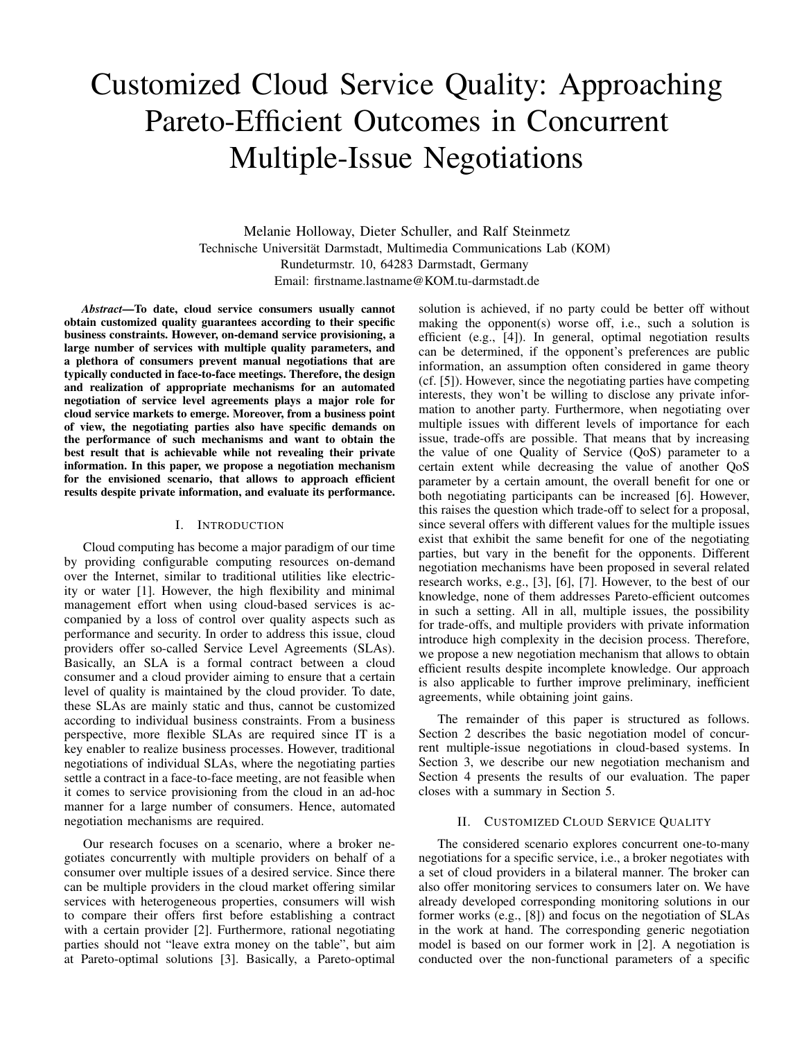# Customized Cloud Service Quality: Approaching Pareto-Efficient Outcomes in Concurrent Multiple-Issue Negotiations

Melanie Holloway, Dieter Schuller, and Ralf Steinmetz
Technische Universität Darmstadt, Multimedia Communications Lab (KOM)
Rundeturmstr. 10, 64283 Darmstadt, Germany
Email: firstname.lastname@KOM.tu-darmstadt.de

***Abstract*—To date, cloud service consumers usually cannot obtain customized quality guarantees according to their specific business constraints. However, on-demand service provisioning, a large number of services with multiple quality parameters, and a plethora of consumers prevent manual negotiations that are typically conducted in face-to-face meetings. Therefore, the design and realization of appropriate mechanisms for an automated negotiation of service level agreements plays a major role for cloud service markets to emerge. Moreover, from a business point of view, the negotiating parties also have specific demands on the performance of such mechanisms and want to obtain the best result that is achievable while not revealing their private information. In this paper, we propose a negotiation mechanism for the envisioned scenario, that allows to approach efficient results despite private information, and evaluate its performance.**

## I. Introduction

Cloud computing has become a major paradigm of our time by providing configurable computing resources on-demand over the Internet, similar to traditional utilities like electricity or water [1]. However, the high flexibility and minimal management effort when using cloud-based services is accompanied by a loss of control over quality aspects such as performance and security. In order to address this issue, cloud providers offer so-called Service Level Agreements (SLAs). Basically, an SLA is a formal contract between a cloud consumer and a cloud provider aiming to ensure that a certain level of quality is maintained by the cloud provider. To date, these SLAs are mainly static and thus, cannot be customized according to individual business constraints. From a business perspective, more flexible SLAs are required since IT is a key enabler to realize business processes. However, traditional negotiations of individual SLAs, where the negotiating parties settle a contract in a face-to-face meeting, are not feasible when it comes to service provisioning from the cloud in an ad-hoc manner for a large number of consumers. Hence, automated negotiation mechanisms are required.

Our research focuses on a scenario, where a broker negotiates concurrently with multiple providers on behalf of a consumer over multiple issues of a desired service. Since there can be multiple providers in the cloud market offering similar services with heterogeneous properties, consumers will wish to compare their offers first before establishing a contract with a certain provider [2]. Furthermore, rational negotiating parties should not "leave extra money on the table", but aim at Pareto-optimal solutions [3]. Basically, a Pareto-optimal solution is achieved, if no party could be better off without making the opponent(s) worse off, i.e., such a solution is efficient (e.g., [4]). In general, optimal negotiation results can be determined, if the opponent's preferences are public information, an assumption often considered in game theory (cf. [5]). However, since the negotiating parties have competing interests, they won't be willing to disclose any private information to another party. Furthermore, when negotiating over multiple issues with different levels of importance for each issue, trade-offs are possible. That means that by increasing the value of one Quality of Service (QoS) parameter to a certain extent while decreasing the value of another QoS parameter by a certain amount, the overall benefit for one or both negotiating participants can be increased [6]. However, this raises the question which trade-off to select for a proposal, since several offers with different values for the multiple issues exist that exhibit the same benefit for one of the negotiating parties, but vary in the benefit for the opponents. Different negotiation mechanisms have been proposed in several related research works, e.g., [3], [6], [7]. However, to the best of our knowledge, none of them addresses Pareto-efficient outcomes in such a setting. All in all, multiple issues, the possibility for trade-offs, and multiple providers with private information introduce high complexity in the decision process. Therefore, we propose a new negotiation mechanism that allows to obtain efficient results despite incomplete knowledge. Our approach is also applicable to further improve preliminary, inefficient agreements, while obtaining joint gains.

The remainder of this paper is structured as follows. Section 2 describes the basic negotiation model of concurrent multiple-issue negotiations in cloud-based systems. In Section 3, we describe our new negotiation mechanism and Section 4 presents the results of our evaluation. The paper closes with a summary in Section 5.

## II. Customized Cloud Service Quality

The considered scenario explores concurrent one-to-many negotiations for a specific service, i.e., a broker negotiates with a set of cloud providers in a bilateral manner. The broker can also offer monitoring services to consumers later on. We have already developed corresponding monitoring solutions in our former works (e.g., [8]) and focus on the negotiation of SLAs in the work at hand. The corresponding generic negotiation model is based on our former work in [2]. A negotiation is conducted over the non-functional parameters of a specific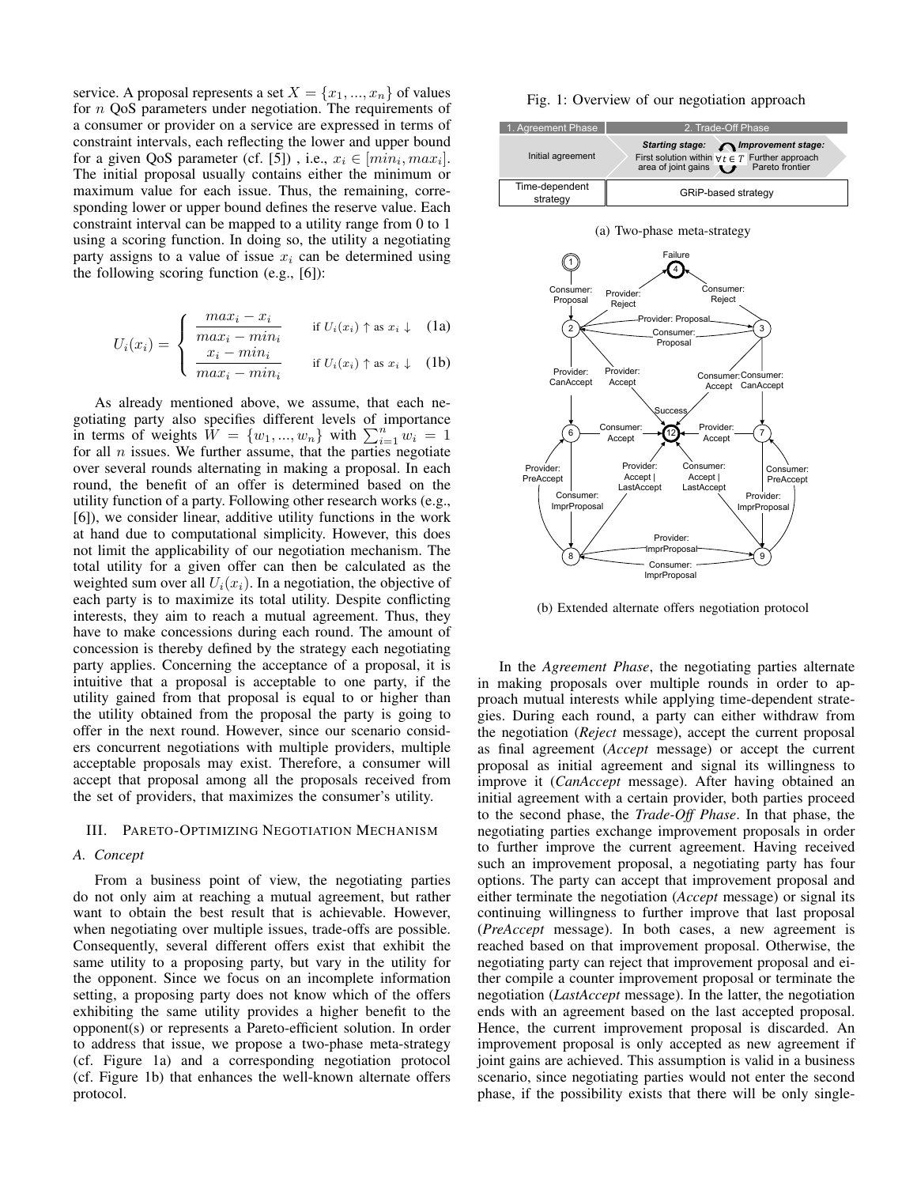service. A proposal represents a set $X = \{x_1, ..., x_n\}$ of values for $n$ QoS parameters under negotiation. The requirements of a consumer or provider on a service are expressed in terms of constraint intervals, each reflecting the lower and upper bound for a given QoS parameter (cf. [5]) , i.e., $x_i \in [min_i, max_i]$. The initial proposal usually contains either the minimum or maximum value for each issue. Thus, the remaining, corresponding lower or upper bound defines the reserve value. Each constraint interval can be mapped to a utility range from 0 to 1 using a scoring function. In doing so, the utility a negotiating party assigns to a value of issue $x_i$ can be determined using the following scoring function (e.g., [6]):

$$U_i(x_i) = \begin{cases} \dfrac{max_i - x_i}{max_i - min_i} & \text{if } U_i(x_i) \uparrow \text{ as } x_i \downarrow \quad \text{(1a)} \\ \dfrac{x_i - min_i}{max_i - min_i} & \text{if } U_i(x_i) \uparrow \text{ as } x_i \downarrow \quad \text{(1b)} \end{cases}$$

As already mentioned above, we assume, that each negotiating party also specifies different levels of importance in terms of weights $W = \{w_1, ..., w_n\}$ with $\sum_{i=1}^{n} w_i = 1$ for all $n$ issues. We further assume, that the parties negotiate over several rounds alternating in making a proposal. In each round, the benefit of an offer is determined based on the utility function of a party. Following other research works (e.g., [6]), we consider linear, additive utility functions in the work at hand due to computational simplicity. However, this does not limit the applicability of our negotiation mechanism. The total utility for a given offer can then be calculated as the weighted sum over all $U_i(x_i)$. In a negotiation, the objective of each party is to maximize its total utility. Despite conflicting interests, they aim to reach a mutual agreement. Thus, they have to make concessions during each round. The amount of concession is thereby defined by the strategy each negotiating party applies. Concerning the acceptance of a proposal, it is intuitive that a proposal is acceptable to one party, if the utility gained from that proposal is equal to or higher than the utility obtained from the proposal the party is going to offer in the next round. However, since our scenario considers concurrent negotiations with multiple providers, multiple acceptable proposals may exist. Therefore, a consumer will accept that proposal among all the proposals received from the set of providers, that maximizes the consumer's utility.

## III. Pareto-Optimizing Negotiation Mechanism

### A. Concept

From a business point of view, the negotiating parties do not only aim at reaching a mutual agreement, but rather want to obtain the best result that is achievable. However, when negotiating over multiple issues, trade-offs are possible. Consequently, several different offers exist that exhibit the same utility to a proposing party, but vary in the utility for the opponent. Since we focus on an incomplete information setting, a proposing party does not know which of the offers exhibiting the same utility provides a higher benefit to the opponent(s) or represents a Pareto-efficient solution. In order to address that issue, we propose a two-phase meta-strategy (cf. Figure 1a) and a corresponding negotiation protocol (cf. Figure 1b) that enhances the well-known alternate offers protocol.

Fig. 1: Overview of our negotiation approach

1. Agreement Phase
2. Trade-Off Phase
Initial agreement
Starting stage: First solution within area of joint gains
$\forall t \in T$
Improvement stage: Further approach Pareto frontier
Time-dependent strategy
GRiP-based strategy

(a) Two-phase meta-strategy

1
Consumer: Proposal
Failure
4
Provider: Reject
Consumer: Reject
2
Provider: Proposal
Consumer: Proposal
3
Provider: CanAccept
Provider: Accept
Consumer: Accept
Consumer: CanAccept
Success
6
Consumer: Accept
12
Provider: Accept
7
Provider: PreAccept
Provider: Accept | LastAccept
Consumer: Accept | LastAccept
Consumer: PreAccept
Consumer: ImprProposal
Provider: ImprProposal
Provider: ImprProposal
8
9
Consumer: ImprProposal

(b) Extended alternate offers negotiation protocol

In the *Agreement Phase*, the negotiating parties alternate in making proposals over multiple rounds in order to approach mutual interests while applying time-dependent strategies. During each round, a party can either withdraw from the negotiation (*Reject* message), accept the current proposal as final agreement (*Accept* message) or accept the current proposal as initial agreement and signal its willingness to improve it (*CanAccept* message). After having obtained an initial agreement with a certain provider, both parties proceed to the second phase, the *Trade-Off Phase*. In that phase, the negotiating parties exchange improvement proposals in order to further improve the current agreement. Having received such an improvement proposal, a negotiating party has four options. The party can accept that improvement proposal and either terminate the negotiation (*Accept* message) or signal its continuing willingness to further improve that last proposal (*PreAccept* message). In both cases, a new agreement is reached based on that improvement proposal. Otherwise, the negotiating party can reject that improvement proposal and either compile a counter improvement proposal or terminate the negotiation (*LastAccept* message). In the latter, the negotiation ends with an agreement based on the last accepted proposal. Hence, the current improvement proposal is discarded. An improvement proposal is only accepted as new agreement if joint gains are achieved. This assumption is valid in a business scenario, since negotiating parties would not enter the second phase, if the possibility exists that there will be only single-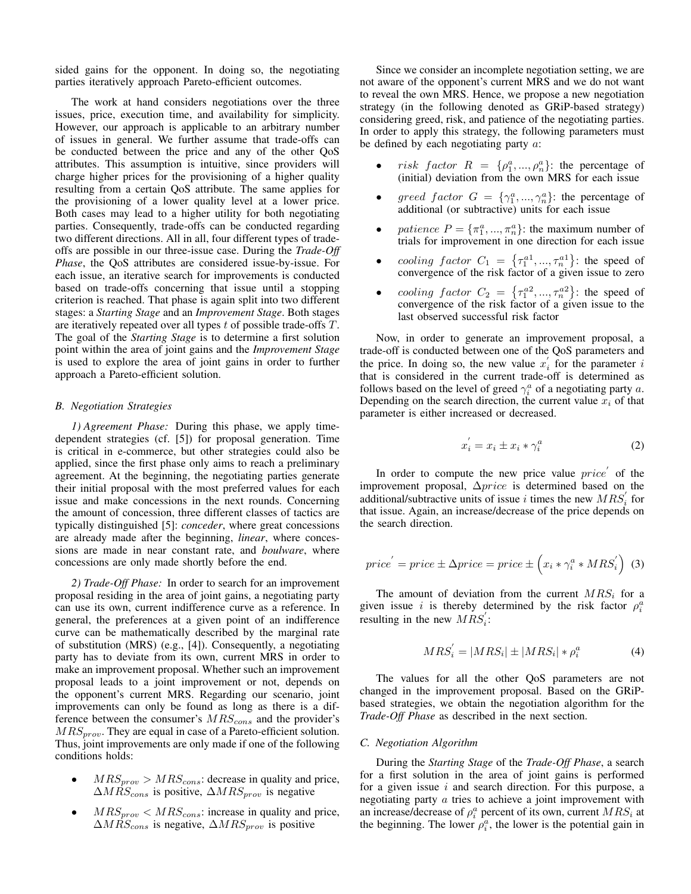sided gains for the opponent. In doing so, the negotiating parties iteratively approach Pareto-efficient outcomes.

The work at hand considers negotiations over the three issues, price, execution time, and availability for simplicity. However, our approach is applicable to an arbitrary number of issues in general. We further assume that trade-offs can be conducted between the price and any of the other QoS attributes. This assumption is intuitive, since providers will charge higher prices for the provisioning of a higher quality resulting from a certain QoS attribute. The same applies for the provisioning of a lower quality level at a lower price. Both cases may lead to a higher utility for both negotiating parties. Consequently, trade-offs can be conducted regarding two different directions. All in all, four different types of trade-offs are possible in our three-issue case. During the *Trade-Off Phase*, the QoS attributes are considered issue-by-issue. For each issue, an iterative search for improvements is conducted based on trade-offs concerning that issue until a stopping criterion is reached. That phase is again split into two different stages: a *Starting Stage* and an *Improvement Stage*. Both stages are iteratively repeated over all types $t$ of possible trade-offs $T$. The goal of the *Starting Stage* is to determine a first solution point within the area of joint gains and the *Improvement Stage* is used to explore the area of joint gains in order to further approach a Pareto-efficient solution.

### B. Negotiation Strategies

*1) Agreement Phase:* During this phase, we apply time-dependent strategies (cf. [5]) for proposal generation. Time is critical in e-commerce, but other strategies could also be applied, since the first phase only aims to reach a preliminary agreement. At the beginning, the negotiating parties generate their initial proposal with the most preferred values for each issue and make concessions in the next rounds. Concerning the amount of concession, three different classes of tactics are typically distinguished [5]: *conceder*, where great concessions are already made after the beginning, *linear*, where concessions are made in near constant rate, and *boulware*, where concessions are only made shortly before the end.

*2) Trade-Off Phase:* In order to search for an improvement proposal residing in the area of joint gains, a negotiating party can use its own, current indifference curve as a reference. In general, the preferences at a given point of an indifference curve can be mathematically described by the marginal rate of substitution (MRS) (e.g., [4]). Consequently, a negotiating party has to deviate from its own, current MRS in order to make an improvement proposal. Whether such an improvement proposal leads to a joint improvement or not, depends on the opponent's current MRS. Regarding our scenario, joint improvements can only be found as long as there is a difference between the consumer's $MRS_{cons}$ and the provider's $MRS_{prov}$. They are equal in case of a Pareto-efficient solution. Thus, joint improvements are only made if one of the following conditions holds:

- $MRS_{prov} > MRS_{cons}$: decrease in quality and price, $\Delta MRS_{cons}$ is positive, $\Delta MRS_{prov}$ is negative
- $MRS_{prov} < MRS_{cons}$: increase in quality and price, $\Delta MRS_{cons}$ is negative, $\Delta MRS_{prov}$ is positive

Since we consider an incomplete negotiation setting, we are not aware of the opponent's current MRS and we do not want to reveal the own MRS. Hence, we propose a new negotiation strategy (in the following denoted as GRiP-based strategy) considering greed, risk, and patience of the negotiating parties. In order to apply this strategy, the following parameters must be defined by each negotiating party $a$:

- *risk factor* $R = \{\rho_1^a, ..., \rho_n^a\}$: the percentage of (initial) deviation from the own MRS for each issue
- *greed factor* $G = \{\gamma_1^a, ..., \gamma_n^a\}$: the percentage of additional (or subtractive) units for each issue
- *patience* $P = \{\pi_1^a, ..., \pi_n^a\}$: the maximum number of trials for improvement in one direction for each issue
- *cooling factor* $C_1 = \{\tau_1^{a1}, ..., \tau_n^{a1}\}$: the speed of convergence of the risk factor of a given issue to zero
- *cooling factor* $C_2 = \{\tau_1^{a2}, ..., \tau_n^{a2}\}$: the speed of convergence of the risk factor of a given issue to the last observed successful risk factor

Now, in order to generate an improvement proposal, a trade-off is conducted between one of the QoS parameters and the price. In doing so, the new value $x_i^{'}$ for the parameter $i$ that is considered in the current trade-off is determined as follows based on the level of greed $\gamma_i^a$ of a negotiating party $a$. Depending on the search direction, the current value $x_i$ of that parameter is either increased or decreased.

$$x_i^{'} = x_i \pm x_i * \gamma_i^a \tag{2}$$

In order to compute the new price value $price^{'}$ of the improvement proposal, $\Delta price$ is determined based on the additional/subtractive units of issue $i$ times the new $MRS_i^{'}$ for that issue. Again, an increase/decrease of the price depends on the search direction.

$$price^{'} = price \pm \Delta price = price \pm \left(x_i * \gamma_i^a * MRS_i^{'}\right) \tag{3}$$

The amount of deviation from the current $MRS_i$ for a given issue $i$ is thereby determined by the risk factor $\rho_i^a$ resulting in the new $MRS_i^{'}$:

$$MRS_i^{'} = |MRS_i| \pm |MRS_i| * \rho_i^a \tag{4}$$

The values for all the other QoS parameters are not changed in the improvement proposal. Based on the GRiP-based strategies, we obtain the negotiation algorithm for the *Trade-Off Phase* as described in the next section.

### C. Negotiation Algorithm

During the *Starting Stage* of the *Trade-Off Phase*, a search for a first solution in the area of joint gains is performed for a given issue $i$ and search direction. For this purpose, a negotiating party $a$ tries to achieve a joint improvement with an increase/decrease of $\rho_i^a$ percent of its own, current $MRS_i$ at the beginning. The lower $\rho_i^a$, the lower is the potential gain in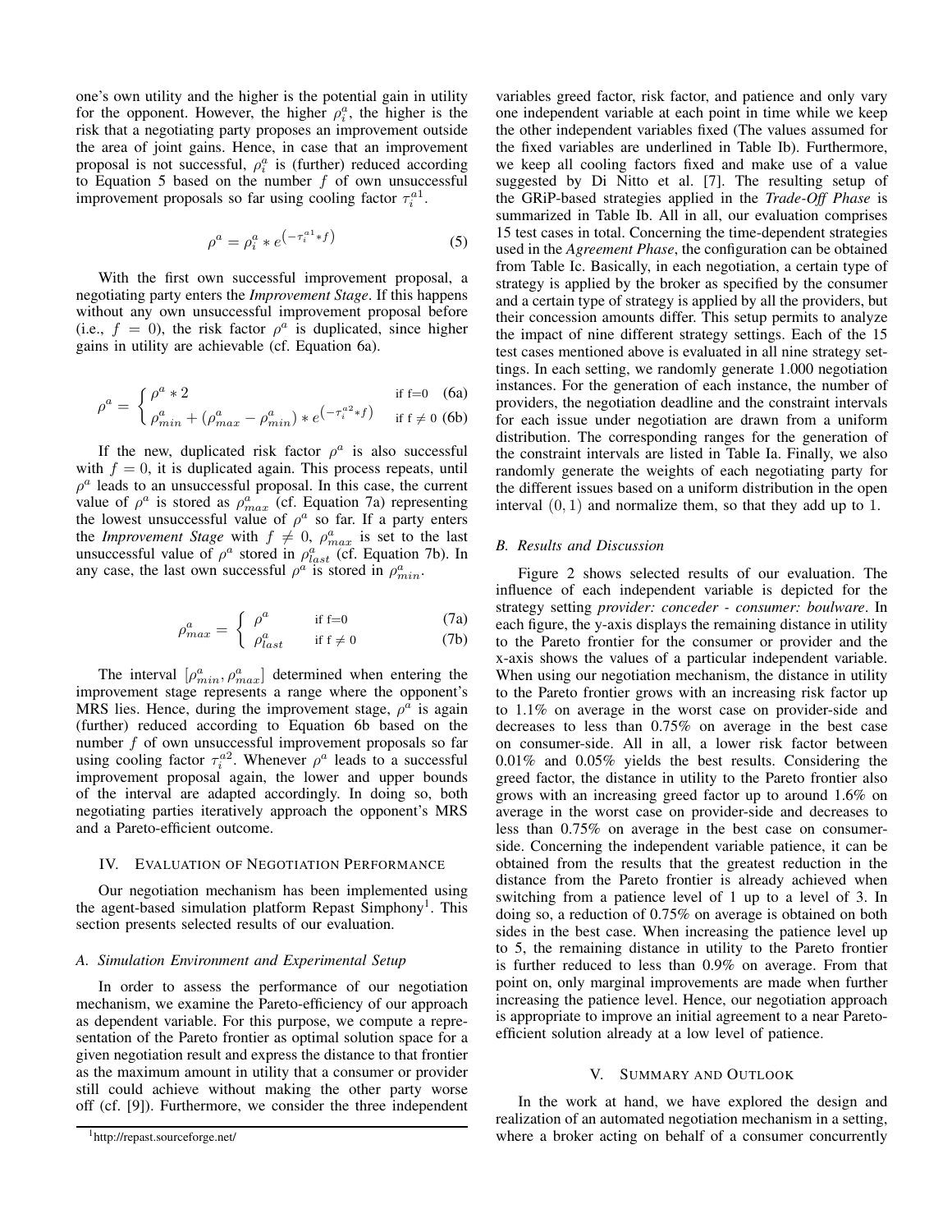one's own utility and the higher is the potential gain in utility for the opponent. However, the higher $\rho_i^a$, the higher is the risk that a negotiating party proposes an improvement outside the area of joint gains. Hence, in case that an improvement proposal is not successful, $\rho_i^a$ is (further) reduced according to Equation 5 based on the number $f$ of own unsuccessful improvement proposals so far using cooling factor $\tau_i^{a1}$.

$$\rho^a = \rho_i^a * e^{\left(-\tau_i^{a1} * f\right)} \tag{5}$$

With the first own successful improvement proposal, a negotiating party enters the *Improvement Stage*. If this happens without any own unsuccessful improvement proposal before (i.e., $f = 0$), the risk factor $\rho^a$ is duplicated, since higher gains in utility are achievable (cf. Equation 6a).

$$\rho^a = \begin{cases} \rho^a * 2 & \text{if f=0} \quad \text{(6a)} \\ \rho_{min}^a + (\rho_{max}^a - \rho_{min}^a) * e^{\left(-\tau_i^{a2} * f\right)} & \text{if f} \neq 0 \quad \text{(6b)} \end{cases}$$

If the new, duplicated risk factor $\rho^a$ is also successful with $f = 0$, it is duplicated again. This process repeats, until $\rho^a$ leads to an unsuccessful proposal. In this case, the current value of $\rho^a$ is stored as $\rho_{max}^a$ (cf. Equation 7a) representing the lowest unsuccessful value of $\rho^a$ so far. If a party enters the *Improvement Stage* with $f \neq 0$, $\rho_{max}^a$ is set to the last unsuccessful value of $\rho^a$ stored in $\rho_{last}^a$ (cf. Equation 7b). In any case, the last own successful $\rho^a$ is stored in $\rho_{min}^a$.

$$\rho_{max}^a = \begin{cases} \rho^a & \text{if f=0} \quad \text{(7a)} \\ \rho_{last}^a & \text{if f} \neq 0 \quad \text{(7b)} \end{cases}$$

The interval $[\rho_{min}^a, \rho_{max}^a]$ determined when entering the improvement stage represents a range where the opponent's MRS lies. Hence, during the improvement stage, $\rho^a$ is again (further) reduced according to Equation 6b based on the number $f$ of own unsuccessful improvement proposals so far using cooling factor $\tau_i^{a2}$. Whenever $\rho^a$ leads to a successful improvement proposal again, the lower and upper bounds of the interval are adapted accordingly. In doing so, both negotiating parties iteratively approach the opponent's MRS and a Pareto-efficient outcome.

## IV. Evaluation of Negotiation Performance

Our negotiation mechanism has been implemented using the agent-based simulation platform Repast Simphony[1]. This section presents selected results of our evaluation.

### A. Simulation Environment and Experimental Setup

In order to assess the performance of our negotiation mechanism, we examine the Pareto-efficiency of our approach as dependent variable. For this purpose, we compute a representation of the Pareto frontier as optimal solution space for a given negotiation result and express the distance to that frontier as the maximum amount in utility that a consumer or provider still could achieve without making the other party worse off (cf. [9]). Furthermore, we consider the three independent variables greed factor, risk factor, and patience and only vary one independent variable at each point in time while we keep the other independent variables fixed (The values assumed for the fixed variables are underlined in Table Ib). Furthermore, we keep all cooling factors fixed and make use of a value suggested by Di Nitto et al. [7]. The resulting setup of the GRiP-based strategies applied in the *Trade-Off Phase* is summarized in Table Ib. All in all, our evaluation comprises 15 test cases in total. Concerning the time-dependent strategies used in the *Agreement Phase*, the configuration can be obtained from Table Ic. Basically, in each negotiation, a certain type of strategy is applied by the broker as specified by the consumer and a certain type of strategy is applied by all the providers, but their concession amounts differ. This setup permits to analyze the impact of nine different strategy settings. Each of the 15 test cases mentioned above is evaluated in all nine strategy settings. In each setting, we randomly generate 1.000 negotiation instances. For the generation of each instance, the number of providers, the negotiation deadline and the constraint intervals for each issue under negotiation are drawn from a uniform distribution. The corresponding ranges for the generation of the constraint intervals are listed in Table Ia. Finally, we also randomly generate the weights of each negotiating party for the different issues based on a uniform distribution in the open interval $(0, 1)$ and normalize them, so that they add up to 1.

### B. Results and Discussion

Figure 2 shows selected results of our evaluation. The influence of each independent variable is depicted for the strategy setting *provider: conceder - consumer: boulware*. In each figure, the y-axis displays the remaining distance in utility to the Pareto frontier for the consumer or provider and the x-axis shows the values of a particular independent variable. When using our negotiation mechanism, the distance in utility to the Pareto frontier grows with an increasing risk factor up to 1.1% on average in the worst case on provider-side and decreases to less than 0.75% on average in the best case on consumer-side. All in all, a lower risk factor between 0.01% and 0.05% yields the best results. Considering the greed factor, the distance in utility to the Pareto frontier also grows with an increasing greed factor up to around 1.6% on average in the worst case on provider-side and decreases to less than 0.75% on average in the best case on consumer-side. Concerning the independent variable patience, it can be obtained from the results that the greatest reduction in the distance from the Pareto frontier is already achieved when switching from a patience level of 1 up to a level of 3. In doing so, a reduction of 0.75% on average is obtained on both sides in the best case. When increasing the patience level up to 5, the remaining distance in utility to the Pareto frontier is further reduced to less than 0.9% on average. From that point on, only marginal improvements are made when further increasing the patience level. Hence, our negotiation approach is appropriate to improve an initial agreement to a near Pareto-efficient solution already at a low level of patience.

## V. Summary and Outlook

In the work at hand, we have explored the design and realization of an automated negotiation mechanism in a setting, where a broker acting on behalf of a consumer concurrently

[1] http://repast.sourceforge.net/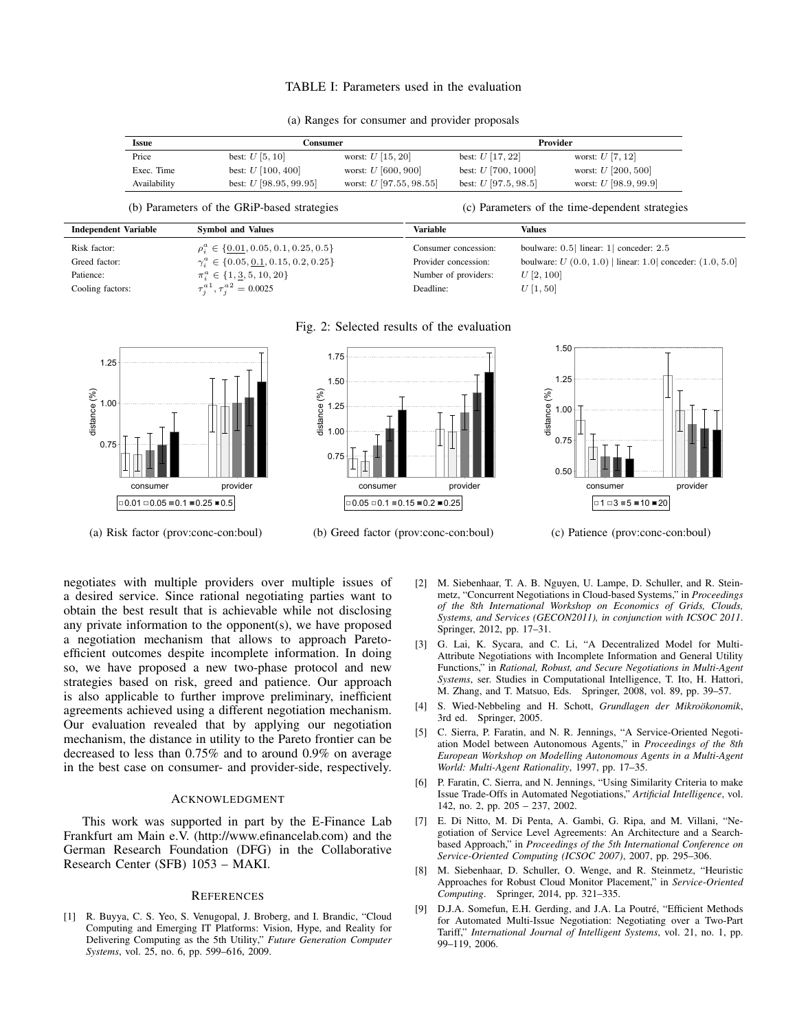TABLE I: Parameters used in the evaluation

(a) Ranges for consumer and provider proposals

| Issue | Consumer | | Provider | |
|---|---|---|---|---|
| Price | best: $U\,[5, 10]$ | worst: $U\,[15, 20]$ | best: $U\,[17, 22]$ | worst: $U\,[7, 12]$ |
| Exec. Time | best: $U\,[100, 400]$ | worst: $U\,[600, 900]$ | best: $U\,[700, 1000]$ | worst: $U\,[200, 500]$ |
| Availability | best: $U\,[98.95, 99.95]$ | worst: $U\,[97.55, 98.55]$ | best: $U\,[97.5, 98.5]$ | worst: $U\,[98.9, 99.9]$ |

(b) Parameters of the GRiP-based strategies

| Independent Variable | Symbol and Values |
|---|---|
| Risk factor: | $\rho_i^a \in \{\underline{0.01}, 0.05, 0.1, 0.25, 0.5\}$ |
| Greed factor: | $\gamma_i^a \in \{0.05, \underline{0.1}, 0.15, 0.2, 0.25\}$ |
| Patience: | $\pi_i^a \in \{1, \underline{3}, 5, 10, 20\}$ |
| Cooling factors: | $\tau_j^{a1}, \tau_j^{a2} = 0.0025$ |

(c) Parameters of the time-dependent strategies

| Variable | Values |
|---|---|
| Consumer concession: | boulware: 0.5\| linear: 1\| conceder: 2.5 |
| Provider concession: | boulware: $U\,(0.0, 1.0)$ \| linear: 1.0\| conceder: $(1.0, 5.0]$ |
| Number of providers: | $U\,[2, 100]$ |
| Deadline: | $U\,[1, 50]$ |

Fig. 2: Selected results of the evaluation

distance (%)
1.25
1.00
0.75
consumer
provider
0.01 0.05 0.1 0.25 0.5

(a) Risk factor (prov:conc-con:boul)

distance (%)
1.75
1.50
1.25
1.00
0.75
consumer
provider
0.05 0.1 0.15 0.2 0.25

(b) Greed factor (prov:conc-con:boul)

distance (%)
1.50
1.25
1.00
0.75
0.50
consumer
provider
1 3 5 10 20

(c) Patience (prov:conc-con:boul)

negotiates with multiple providers over multiple issues of a desired service. Since rational negotiating parties want to obtain the best result that is achievable while not disclosing any private information to the opponent(s), we have proposed a negotiation mechanism that allows to approach Pareto-efficient outcomes despite incomplete information. In doing so, we have proposed a new two-phase protocol and new strategies based on risk, greed and patience. Our approach is also applicable to further improve preliminary, inefficient agreements achieved using a different negotiation mechanism. Our evaluation revealed that by applying our negotiation mechanism, the distance in utility to the Pareto frontier can be decreased to less than 0.75% and to around 0.9% on average in the best case on consumer- and provider-side, respectively.

## Acknowledgment

This work was supported in part by the E-Finance Lab Frankfurt am Main e.V. (http://www.efinancelab.com) and the German Research Foundation (DFG) in the Collaborative Research Center (SFB) 1053 – MAKI.

## References

[1] R. Buyya, C. S. Yeo, S. Venugopal, J. Broberg, and I. Brandic, "Cloud Computing and Emerging IT Platforms: Vision, Hype, and Reality for Delivering Computing as the 5th Utility," *Future Generation Computer Systems*, vol. 25, no. 6, pp. 599–616, 2009.

[2] M. Siebenhaar, T. A. B. Nguyen, U. Lampe, D. Schuller, and R. Steinmetz, "Concurrent Negotiations in Cloud-based Systems," in *Proceedings of the 8th International Workshop on Economics of Grids, Clouds, Systems, and Services (GECON2011), in conjunction with ICSOC 2011*. Springer, 2012, pp. 17–31.

[3] G. Lai, K. Sycara, and C. Li, "A Decentralized Model for Multi-Attribute Negotiations with Incomplete Information and General Utility Functions," in *Rational, Robust, and Secure Negotiations in Multi-Agent Systems*, ser. Studies in Computational Intelligence, T. Ito, H. Hattori, M. Zhang, and T. Matsuo, Eds. Springer, 2008, vol. 89, pp. 39–57.

[4] S. Wied-Nebbeling and H. Schott, *Grundlagen der Mikroökonomik*, 3rd ed. Springer, 2005.

[5] C. Sierra, P. Faratin, and N. R. Jennings, "A Service-Oriented Negotiation Model between Autonomous Agents," in *Proceedings of the 8th European Workshop on Modelling Autonomous Agents in a Multi-Agent World: Multi-Agent Rationality*, 1997, pp. 17–35.

[6] P. Faratin, C. Sierra, and N. Jennings, "Using Similarity Criteria to make Issue Trade-Offs in Automated Negotiations," *Artificial Intelligence*, vol. 142, no. 2, pp. 205 – 237, 2002.

[7] E. Di Nitto, M. Di Penta, A. Gambi, G. Ripa, and M. Villani, "Negotiation of Service Level Agreements: An Architecture and a Search-based Approach," in *Proceedings of the 5th International Conference on Service-Oriented Computing (ICSOC 2007)*, 2007, pp. 295–306.

[8] M. Siebenhaar, D. Schuller, O. Wenge, and R. Steinmetz, "Heuristic Approaches for Robust Cloud Monitor Placement," in *Service-Oriented Computing*. Springer, 2014, pp. 321–335.

[9] D.J.A. Somefun, E.H. Gerding, and J.A. La Poutré, "Efficient Methods for Automated Multi-Issue Negotiation: Negotiating over a Two-Part Tariff," *International Journal of Intelligent Systems*, vol. 21, no. 1, pp. 99–119, 2006.